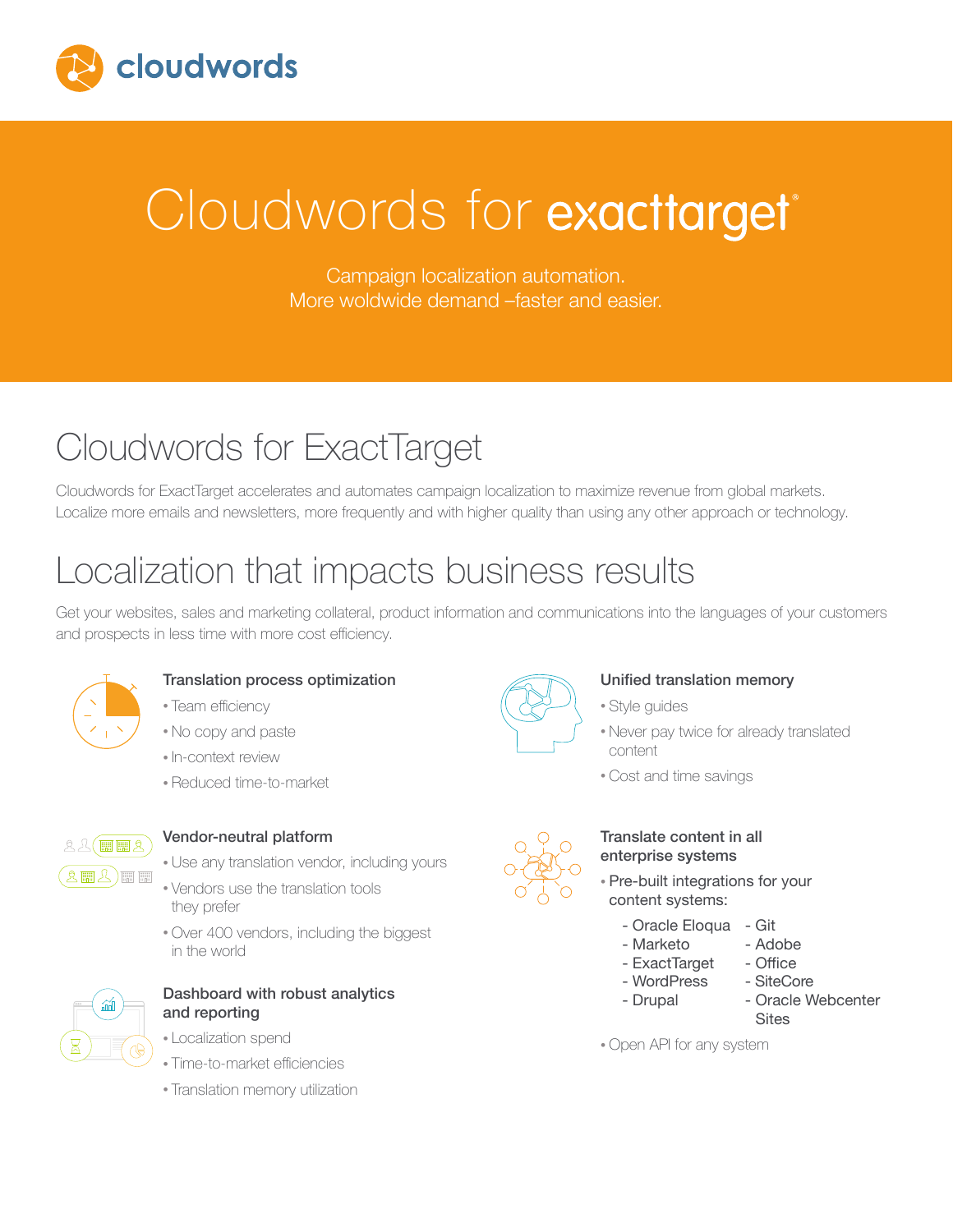cloudwords

# Cloudwords for exacttarget®

Campaign localization automation.
More woldwide demand –faster and easier.

## Cloudwords for ExactTarget

Cloudwords for ExactTarget accelerates and automates campaign localization to maximize revenue from global markets. Localize more emails and newsletters, more frequently and with higher quality than using any other approach or technology.

## Localization that impacts business results

Get your websites, sales and marketing collateral, product information and communications into the languages of your customers and prospects in less time with more cost efficiency.

### Translation process optimization

- Team efficiency
- No copy and paste
- In-context review
- Reduced time-to-market

### Vendor-neutral platform

- Use any translation vendor, including yours
- Vendors use the translation tools they prefer
- Over 400 vendors, including the biggest in the world

### Dashboard with robust analytics and reporting

- Localization spend
- Time-to-market efficiencies
- Translation memory utilization

### Unified translation memory

- Style guides
- Never pay twice for already translated content
- Cost and time savings

### Translate content in all enterprise systems

- Pre-built integrations for your content systems:
  - Oracle Eloqua
  - Marketo
  - ExactTarget
  - WordPress
  - Drupal
  - Git
  - Adobe
  - Office
  - SiteCore
  - Oracle Webcenter Sites
- Open API for any system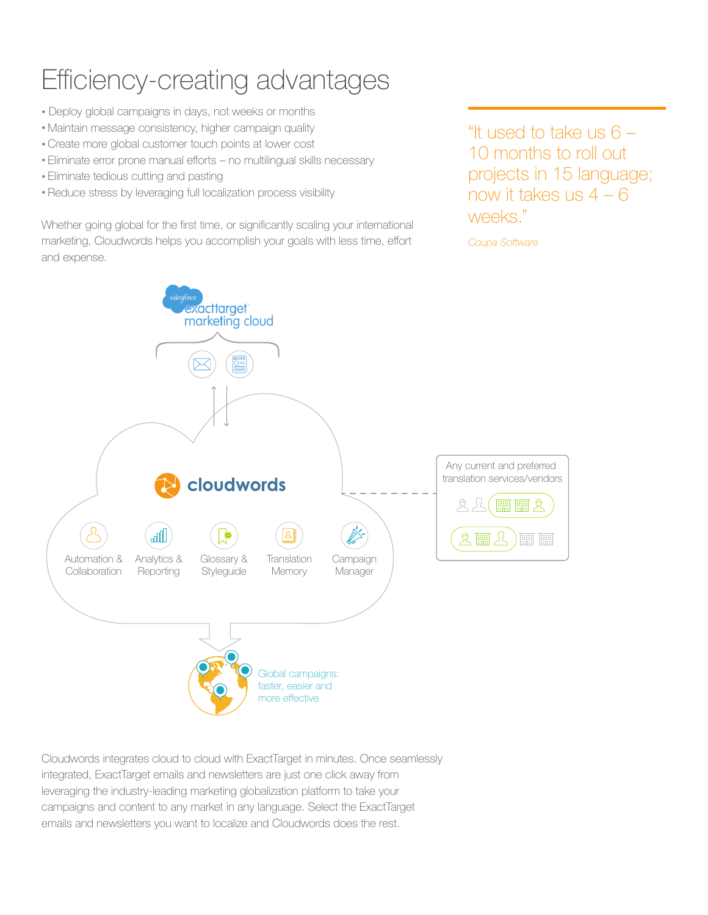# Efficiency-creating advantages

- Deploy global campaigns in days, not weeks or months
- Maintain message consistency, higher campaign quality
- Create more global customer touch points at lower cost
- Eliminate error prone manual efforts – no multilingual skills necessary
- Eliminate tedious cutting and pasting
- Reduce stress by leveraging full localization process visibility

Whether going global for the first time, or significantly scaling your international marketing, Cloudwords helps you accomplish your goals with less time, effort and expense.

> "It used to take us 6 – 10 months to roll out projects in 15 language; now it takes us 4 – 6 weeks."
>
> *Coupa Software*

salesforce exacttarget marketing cloud

cloudwords

Automation & Collaboration

Analytics & Reporting

Glossary & Styleguide

Translation Memory

Campaign Manager

Any current and preferred translation services/vendors

Global campaigns: faster, easier and more effective

Cloudwords integrates cloud to cloud with ExactTarget in minutes. Once seamlessly integrated, ExactTarget emails and newsletters are just one click away from leveraging the industry-leading marketing globalization platform to take your campaigns and content to any market in any language. Select the ExactTarget emails and newsletters you want to localize and Cloudwords does the rest.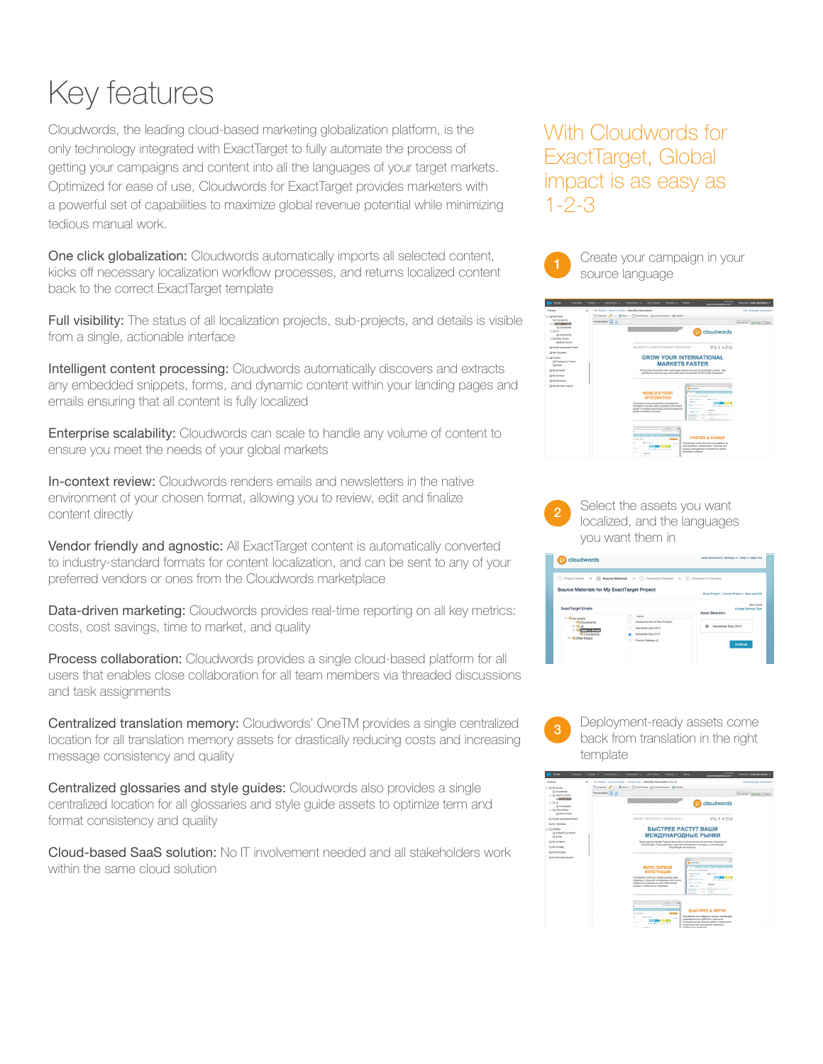# Key features

Cloudwords, the leading cloud-based marketing globalization platform, is the only technology integrated with ExactTarget to fully automate the process of getting your campaigns and content into all the languages of your target markets. Optimized for ease of use, Cloudwords for ExactTarget provides marketers with a powerful set of capabilities to maximize global revenue potential while minimizing tedious manual work.

**One click globalization:** Cloudwords automatically imports all selected content, kicks off necessary localization workflow processes, and returns localized content back to the correct ExactTarget template

**Full visibility:** The status of all localization projects, sub-projects, and details is visible from a single, actionable interface

**Intelligent content processing:** Cloudwords automatically discovers and extracts any embedded snippets, forms, and dynamic content within your landing pages and emails ensuring that all content is fully localized

**Enterprise scalability:** Cloudwords can scale to handle any volume of content to ensure you meet the needs of your global markets

**In-context review:** Cloudwords renders emails and newsletters in the native environment of your chosen format, allowing you to review, edit and finalize content directly

**Vendor friendly and agnostic:** All ExactTarget content is automatically converted to industry-standard formats for content localization, and can be sent to any of your preferred vendors or ones from the Cloudwords marketplace

**Data-driven marketing:** Cloudwords provides real-time reporting on all key metrics: costs, cost savings, time to market, and quality

**Process collaboration:** Cloudwords provides a single cloud-based platform for all users that enables close collaboration for all team members via threaded discussions and task assignments

**Centralized translation memory:** Cloudwords' OneTM provides a single centralized location for all translation memory assets for drastically reducing costs and increasing message consistency and quality

**Centralized glossaries and style guides:** Cloudwords also provides a single centralized location for all glossaries and style guide assets to optimize term and format consistency and quality

**Cloud-based SaaS solution:** No IT involvement needed and all stakeholders work within the same cloud solution

## With Cloudwords for ExactTarget, Global impact is as easy as 1-2-3

1. Create your campaign in your source language
2. Select the assets you want localized, and the languages you want them in
3. Deployment-ready assets come back from translation in the right template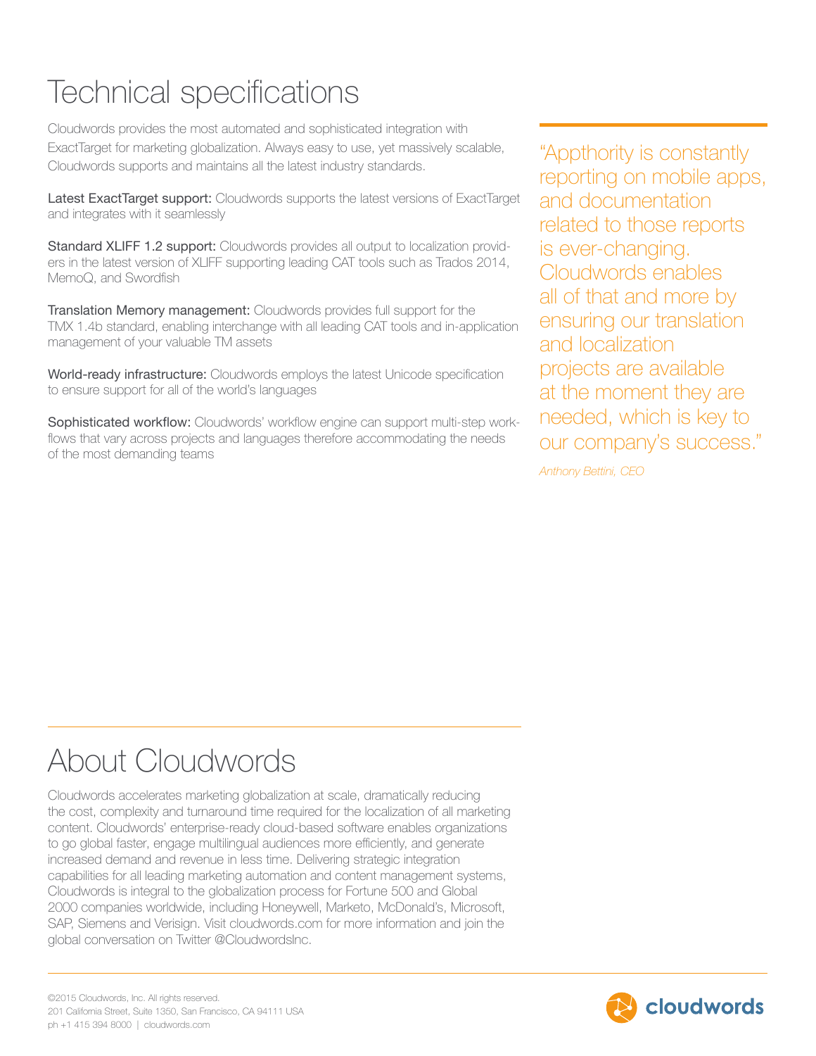# Technical specifications

Cloudwords provides the most automated and sophisticated integration with ExactTarget for marketing globalization. Always easy to use, yet massively scalable, Cloudwords supports and maintains all the latest industry standards.

**Latest ExactTarget support:** Cloudwords supports the latest versions of ExactTarget and integrates with it seamlessly

**Standard XLIFF 1.2 support:** Cloudwords provides all output to localization providers in the latest version of XLIFF supporting leading CAT tools such as Trados 2014, MemoQ, and Swordfish

**Translation Memory management:** Cloudwords provides full support for the TMX 1.4b standard, enabling interchange with all leading CAT tools and in-application management of your valuable TM assets

**World-ready infrastructure:** Cloudwords employs the latest Unicode specification to ensure support for all of the world's languages

**Sophisticated workflow:** Cloudwords' workflow engine can support multi-step workflows that vary across projects and languages therefore accommodating the needs of the most demanding teams

"Appthority is constantly reporting on mobile apps, and documentation related to those reports is ever-changing. Cloudwords enables all of that and more by ensuring our translation and localization projects are available at the moment they are needed, which is key to our company's success."

*Anthony Bettini, CEO*

# About Cloudwords

Cloudwords accelerates marketing globalization at scale, dramatically reducing the cost, complexity and turnaround time required for the localization of all marketing content. Cloudwords' enterprise-ready cloud-based software enables organizations to go global faster, engage multilingual audiences more efficiently, and generate increased demand and revenue in less time. Delivering strategic integration capabilities for all leading marketing automation and content management systems, Cloudwords is integral to the globalization process for Fortune 500 and Global 2000 companies worldwide, including Honeywell, Marketo, McDonald's, Microsoft, SAP, Siemens and Verisign. Visit cloudwords.com for more information and join the global conversation on Twitter @CloudwordsInc.

©2015 Cloudwords, Inc. All rights reserved.
201 California Street, Suite 1350, San Francisco, CA 94111 USA
ph +1 415 394 8000 | cloudwords.com

cloudwords